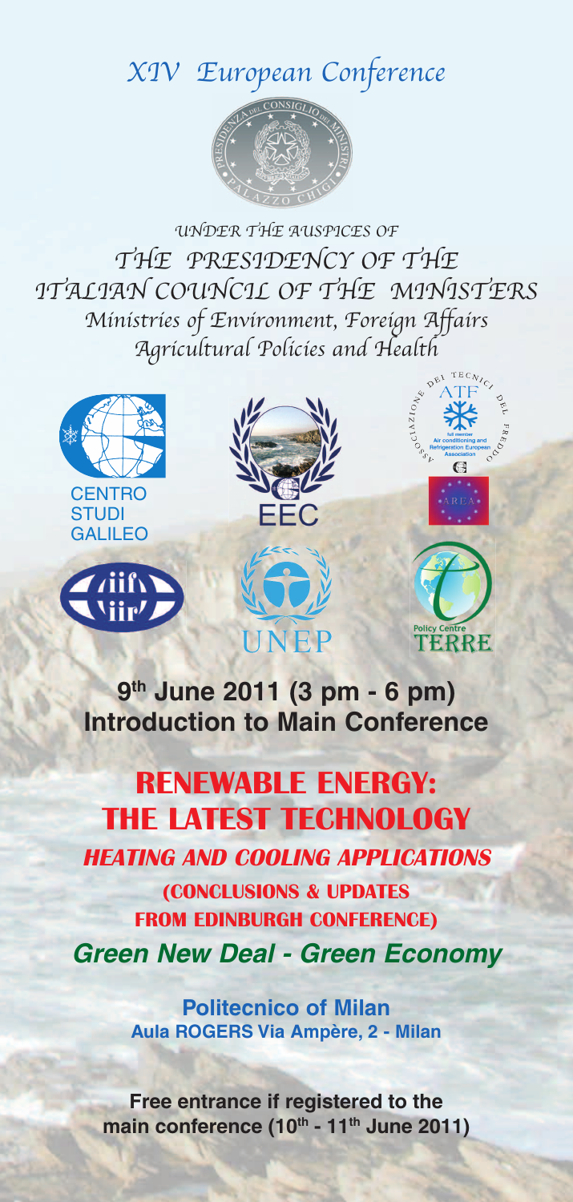# XIV European Conference

*UNDER THE AUSPICES OF*

*THE PRESIDENCY OF THE ITALIAN COUNCIL OF THE MINISTERS*

*Ministries of Environment, Foreign Affairs Agricultural Policies and Health*

CENTRO STUDI GALILEO

EEC

UNEP

Policy Centre TERRE

**9th June 2011 (3 pm - 6 pm)**
**Introduction to Main Conference**

## RENEWABLE ENERGY: THE LATEST TECHNOLOGY

***HEATING AND COOLING APPLICATIONS***

**(CONCLUSIONS & UPDATES FROM EDINBURGH CONFERENCE)**

***Green New Deal - Green Economy***

**Politecnico of Milan**
**Aula ROGERS Via Ampère, 2 - Milan**

**Free entrance if registered to the main conference (10th - 11th June 2011)**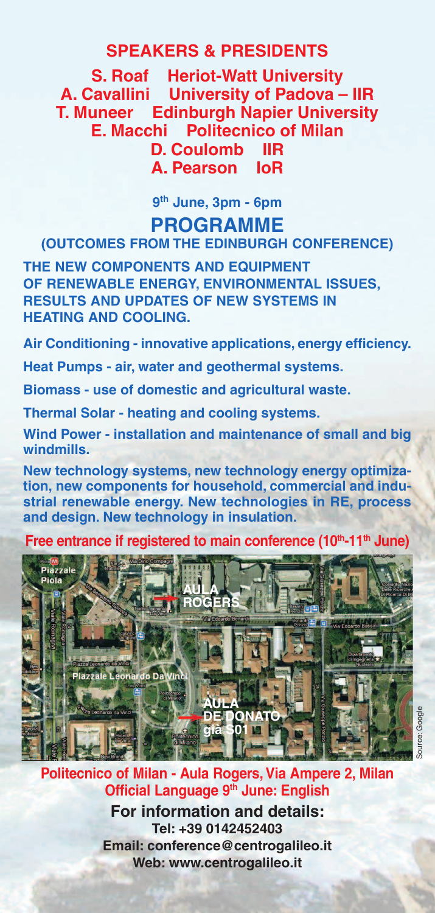## SPEAKERS & PRESIDENTS

**S. Roaf** Heriot-Watt University
**A. Cavallini** University of Padova – IIR
**T. Muneer** Edinburgh Napier University
**E. Macchi** Politecnico of Milan
**D. Coulomb** IIR
**A. Pearson** IoR

**9th June, 3pm - 6pm**

## PROGRAMME

**(OUTCOMES FROM THE EDINBURGH CONFERENCE)**

**THE NEW COMPONENTS AND EQUIPMENT OF RENEWABLE ENERGY, ENVIRONMENTAL ISSUES, RESULTS AND UPDATES OF NEW SYSTEMS IN HEATING AND COOLING.**

**Air Conditioning - innovative applications, energy efficiency.**

**Heat Pumps - air, water and geothermal systems.**

**Biomass - use of domestic and agricultural waste.**

**Thermal Solar - heating and cooling systems.**

**Wind Power - installation and maintenance of small and big windmills.**

**New technology systems, new technology energy optimization, new components for household, commercial and industrial renewable energy. New technologies in RE, process and design. New technology in insulation.**

**Free entrance if registered to main conference (10th-11th June)**

AULA ROGERS

AULA DE DONATO già S01

Source: Google

**Politecnico of Milan - Aula Rogers, Via Ampere 2, Milan**
**Official Language 9th June: English**

**For information and details:**
**Tel: +39 0142452403**
**Email: conference@centrogalileo.it**
**Web: www.centrogalileo.it**